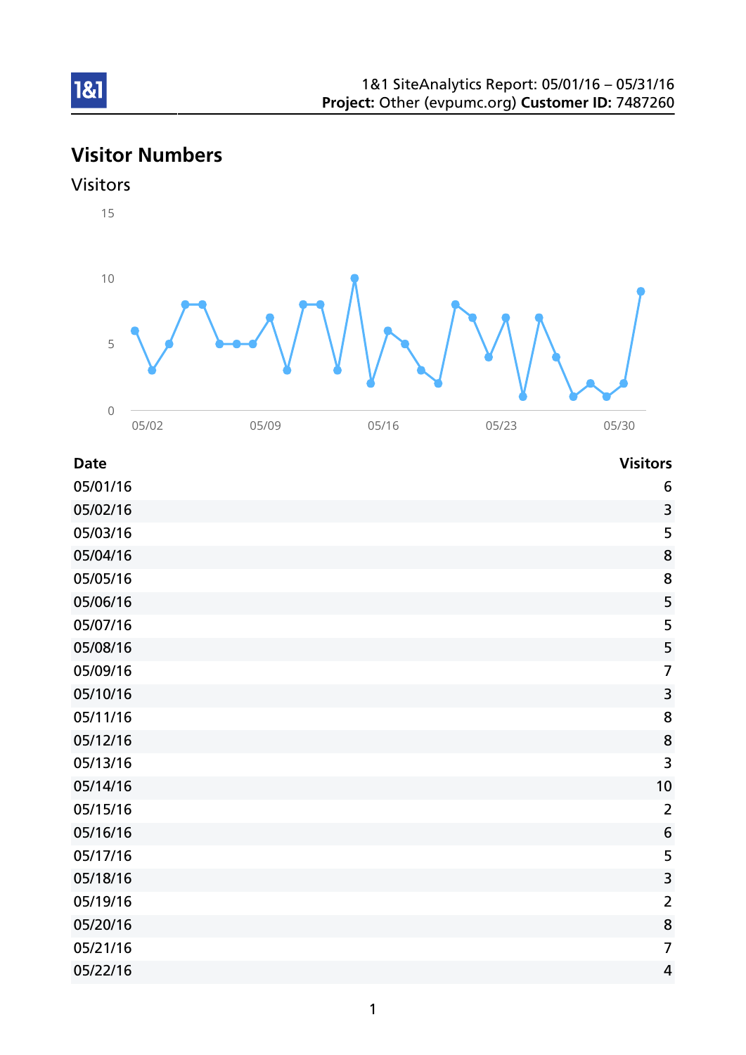1&1 SiteAnalytics Report: 05/01/16 – 05/31/16
**Project:** Other (evpumc.org) **Customer ID:** 7487260

# Visitor Numbers

## Visitors

| Date | Visitors |
| --- | --- |
| 05/01/16 | 6 |
| 05/02/16 | 3 |
| 05/03/16 | 5 |
| 05/04/16 | 8 |
| 05/05/16 | 8 |
| 05/06/16 | 5 |
| 05/07/16 | 5 |
| 05/08/16 | 5 |
| 05/09/16 | 7 |
| 05/10/16 | 3 |
| 05/11/16 | 8 |
| 05/12/16 | 8 |
| 05/13/16 | 3 |
| 05/14/16 | 10 |
| 05/15/16 | 2 |
| 05/16/16 | 6 |
| 05/17/16 | 5 |
| 05/18/16 | 3 |
| 05/19/16 | 2 |
| 05/20/16 | 8 |
| 05/21/16 | 7 |
| 05/22/16 | 4 |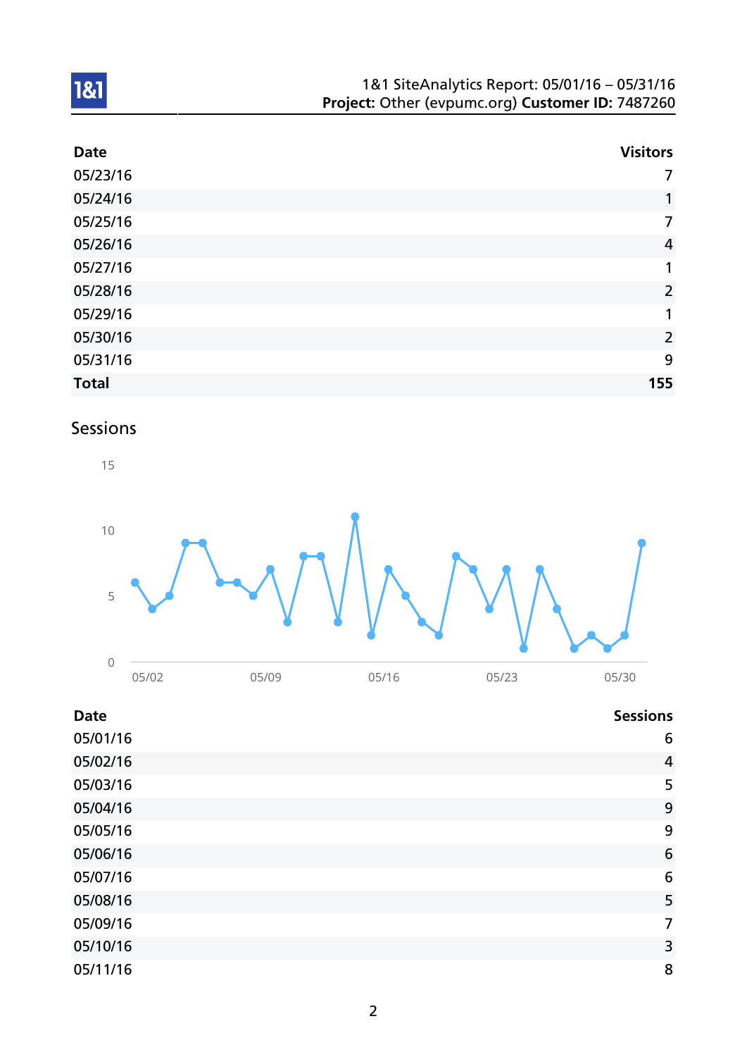| Date | Visitors |
| --- | ---: |
| 05/23/16 | 7 |
| 05/24/16 | 1 |
| 05/25/16 | 7 |
| 05/26/16 | 4 |
| 05/27/16 | 1 |
| 05/28/16 | 2 |
| 05/29/16 | 1 |
| 05/30/16 | 2 |
| 05/31/16 | 9 |
| **Total** | **155** |

## Sessions

| Date | Sessions |
| --- | ---: |
| 05/01/16 | 6 |
| 05/02/16 | 4 |
| 05/03/16 | 5 |
| 05/04/16 | 9 |
| 05/05/16 | 9 |
| 05/06/16 | 6 |
| 05/07/16 | 6 |
| 05/08/16 | 5 |
| 05/09/16 | 7 |
| 05/10/16 | 3 |
| 05/11/16 | 8 |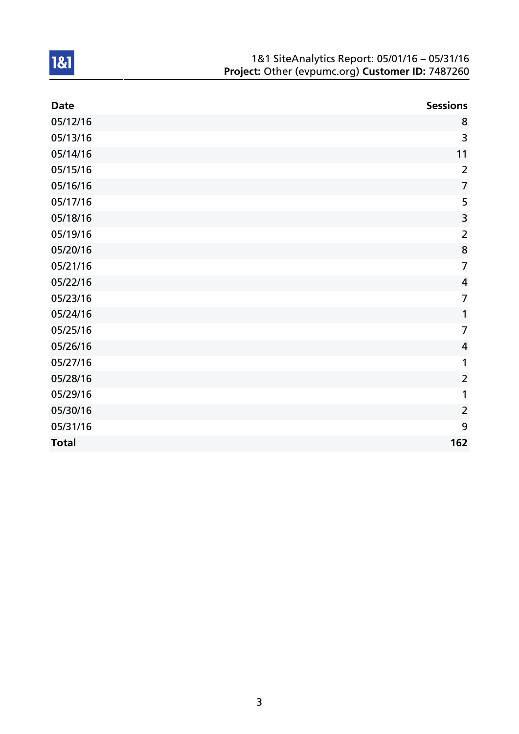| Date | Sessions |
| --- | --- |
| 05/12/16 | 8 |
| 05/13/16 | 3 |
| 05/14/16 | 11 |
| 05/15/16 | 2 |
| 05/16/16 | 7 |
| 05/17/16 | 5 |
| 05/18/16 | 3 |
| 05/19/16 | 2 |
| 05/20/16 | 8 |
| 05/21/16 | 7 |
| 05/22/16 | 4 |
| 05/23/16 | 7 |
| 05/24/16 | 1 |
| 05/25/16 | 7 |
| 05/26/16 | 4 |
| 05/27/16 | 1 |
| 05/28/16 | 2 |
| 05/29/16 | 1 |
| 05/30/16 | 2 |
| 05/31/16 | 9 |
| **Total** | **162** |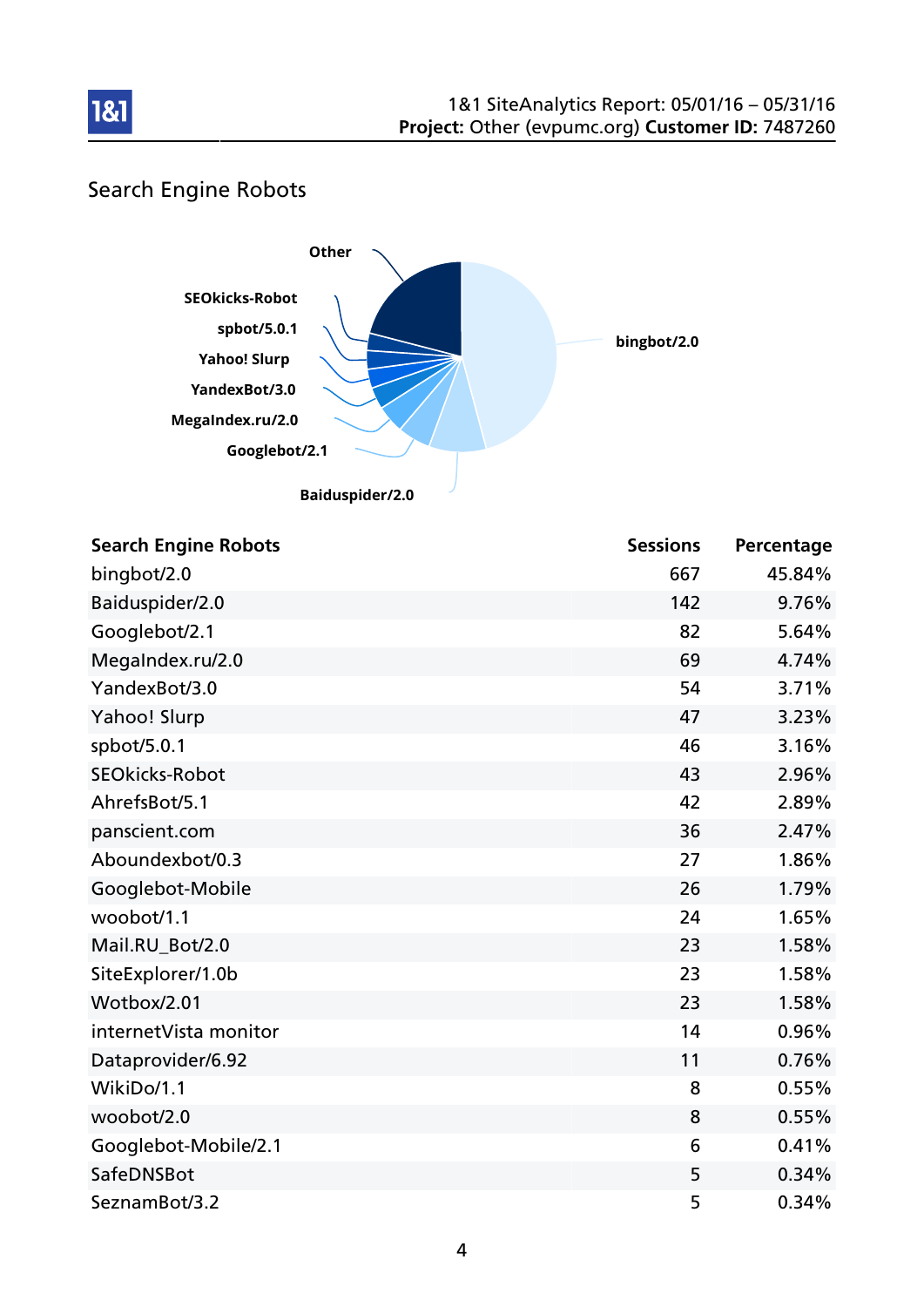## Search Engine Robots

| Search Engine Robots | Sessions | Percentage |
|---|---|---|
| bingbot/2.0 | 667 | 45.84% |
| Baiduspider/2.0 | 142 | 9.76% |
| Googlebot/2.1 | 82 | 5.64% |
| MegaIndex.ru/2.0 | 69 | 4.74% |
| YandexBot/3.0 | 54 | 3.71% |
| Yahoo! Slurp | 47 | 3.23% |
| spbot/5.0.1 | 46 | 3.16% |
| SEOkicks-Robot | 43 | 2.96% |
| AhrefsBot/5.1 | 42 | 2.89% |
| panscient.com | 36 | 2.47% |
| Aboundexbot/0.3 | 27 | 1.86% |
| Googlebot-Mobile | 26 | 1.79% |
| woobot/1.1 | 24 | 1.65% |
| Mail.RU_Bot/2.0 | 23 | 1.58% |
| SiteExplorer/1.0b | 23 | 1.58% |
| Wotbox/2.01 | 23 | 1.58% |
| internetVista monitor | 14 | 0.96% |
| Dataprovider/6.92 | 11 | 0.76% |
| WikiDo/1.1 | 8 | 0.55% |
| woobot/2.0 | 8 | 0.55% |
| Googlebot-Mobile/2.1 | 6 | 0.41% |
| SafeDNSBot | 5 | 0.34% |
| SeznamBot/3.2 | 5 | 0.34% |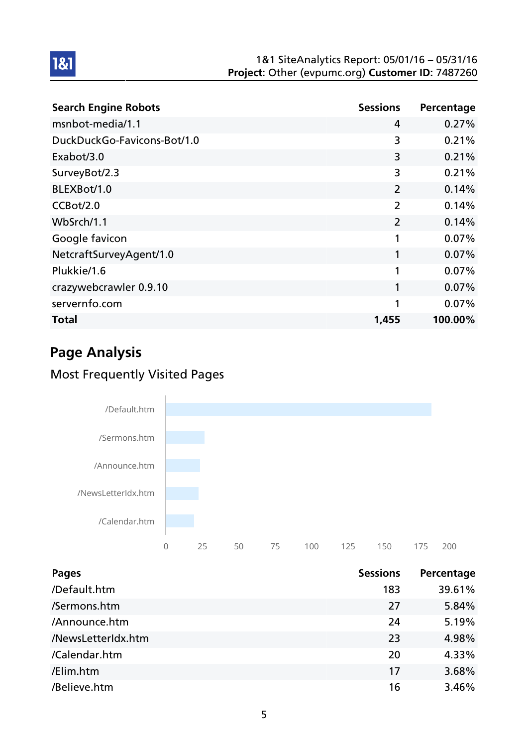| Search Engine Robots | Sessions | Percentage |
|---|---|---|
| msnbot-media/1.1 | 4 | 0.27% |
| DuckDuckGo-Favicons-Bot/1.0 | 3 | 0.21% |
| Exabot/3.0 | 3 | 0.21% |
| SurveyBot/2.3 | 3 | 0.21% |
| BLEXBot/1.0 | 2 | 0.14% |
| CCBot/2.0 | 2 | 0.14% |
| WbSrch/1.1 | 2 | 0.14% |
| Google favicon | 1 | 0.07% |
| NetcraftSurveyAgent/1.0 | 1 | 0.07% |
| Plukkie/1.6 | 1 | 0.07% |
| crazywebcrawler 0.9.10 | 1 | 0.07% |
| servernfo.com | 1 | 0.07% |
| **Total** | **1,455** | **100.00%** |

## Page Analysis

### Most Frequently Visited Pages

| Pages | Sessions | Percentage |
|---|---|---|
| /Default.htm | 183 | 39.61% |
| /Sermons.htm | 27 | 5.84% |
| /Announce.htm | 24 | 5.19% |
| /NewsLetterIdx.htm | 23 | 4.98% |
| /Calendar.htm | 20 | 4.33% |
| /Elim.htm | 17 | 3.68% |
| /Believe.htm | 16 | 3.46% |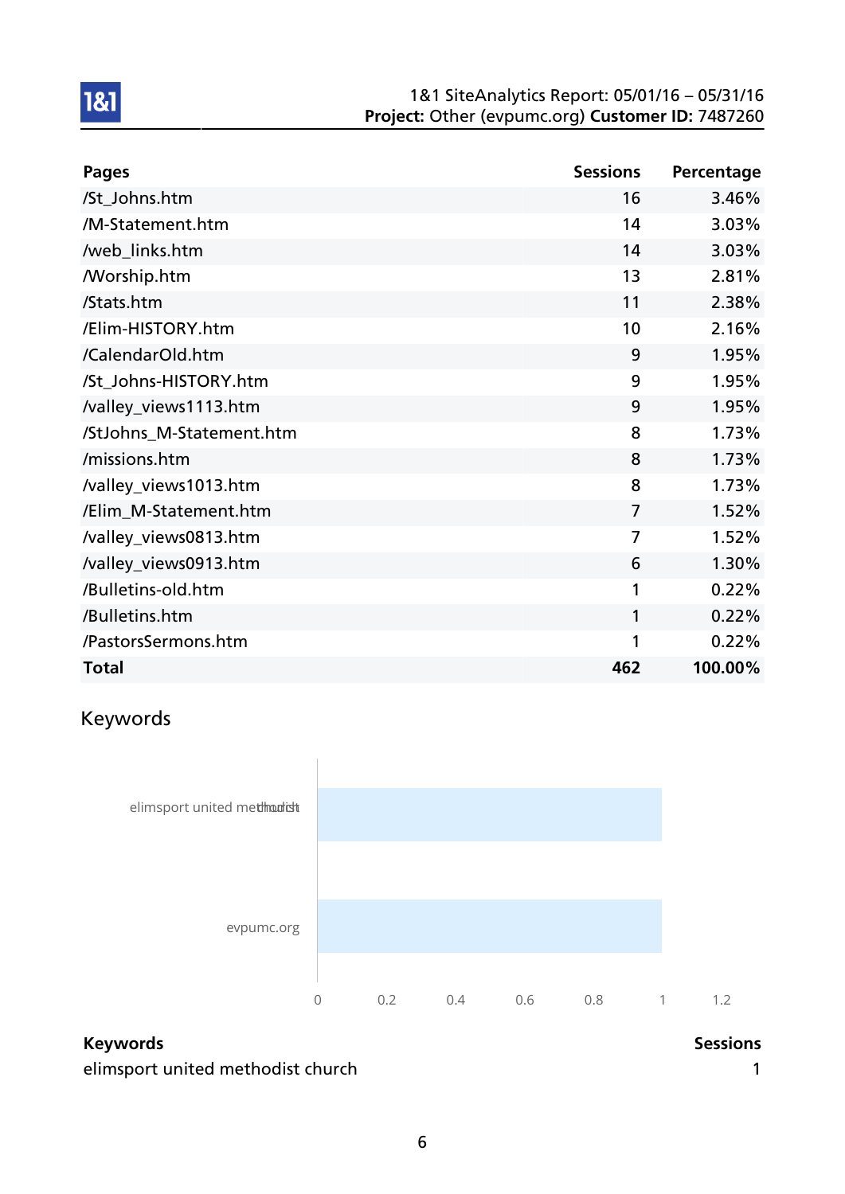| Pages | Sessions | Percentage |
|---|---|---|
| /St_Johns.htm | 16 | 3.46% |
| /M-Statement.htm | 14 | 3.03% |
| /web_links.htm | 14 | 3.03% |
| /Worship.htm | 13 | 2.81% |
| /Stats.htm | 11 | 2.38% |
| /Elim-HISTORY.htm | 10 | 2.16% |
| /CalendarOld.htm | 9 | 1.95% |
| /St_Johns-HISTORY.htm | 9 | 1.95% |
| /valley_views1113.htm | 9 | 1.95% |
| /StJohns_M-Statement.htm | 8 | 1.73% |
| /missions.htm | 8 | 1.73% |
| /valley_views1013.htm | 8 | 1.73% |
| /Elim_M-Statement.htm | 7 | 1.52% |
| /valley_views0813.htm | 7 | 1.52% |
| /valley_views0913.htm | 6 | 1.30% |
| /Bulletins-old.htm | 1 | 0.22% |
| /Bulletins.htm | 1 | 0.22% |
| /PastorsSermons.htm | 1 | 0.22% |
| **Total** | **462** | **100.00%** |

## Keywords

| Keywords | Sessions |
|---|---|
| elimsport united methodist church | 1 |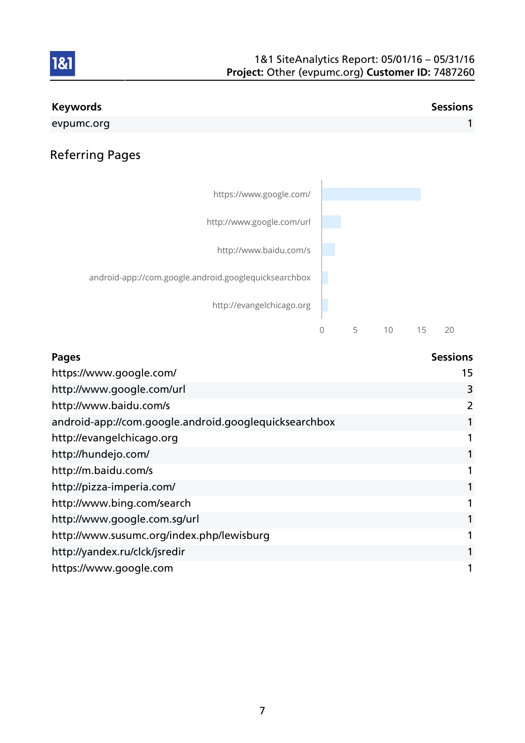| Keywords | Sessions |
| --- | --- |
| evpumc.org | 1 |

## Referring Pages

| Pages | Sessions |
| --- | --- |
| https://www.google.com/ | 15 |
| http://www.google.com/url | 3 |
| http://www.baidu.com/s | 2 |
| android-app://com.google.android.googlequicksearchbox | 1 |
| http://evangelchicago.org | 1 |
| http://hundejo.com/ | 1 |
| http://m.baidu.com/s | 1 |
| http://pizza-imperia.com/ | 1 |
| http://www.bing.com/search | 1 |
| http://www.google.com.sg/url | 1 |
| http://www.susumc.org/index.php/lewisburg | 1 |
| http://yandex.ru/clck/jsredir | 1 |
| https://www.google.com | 1 |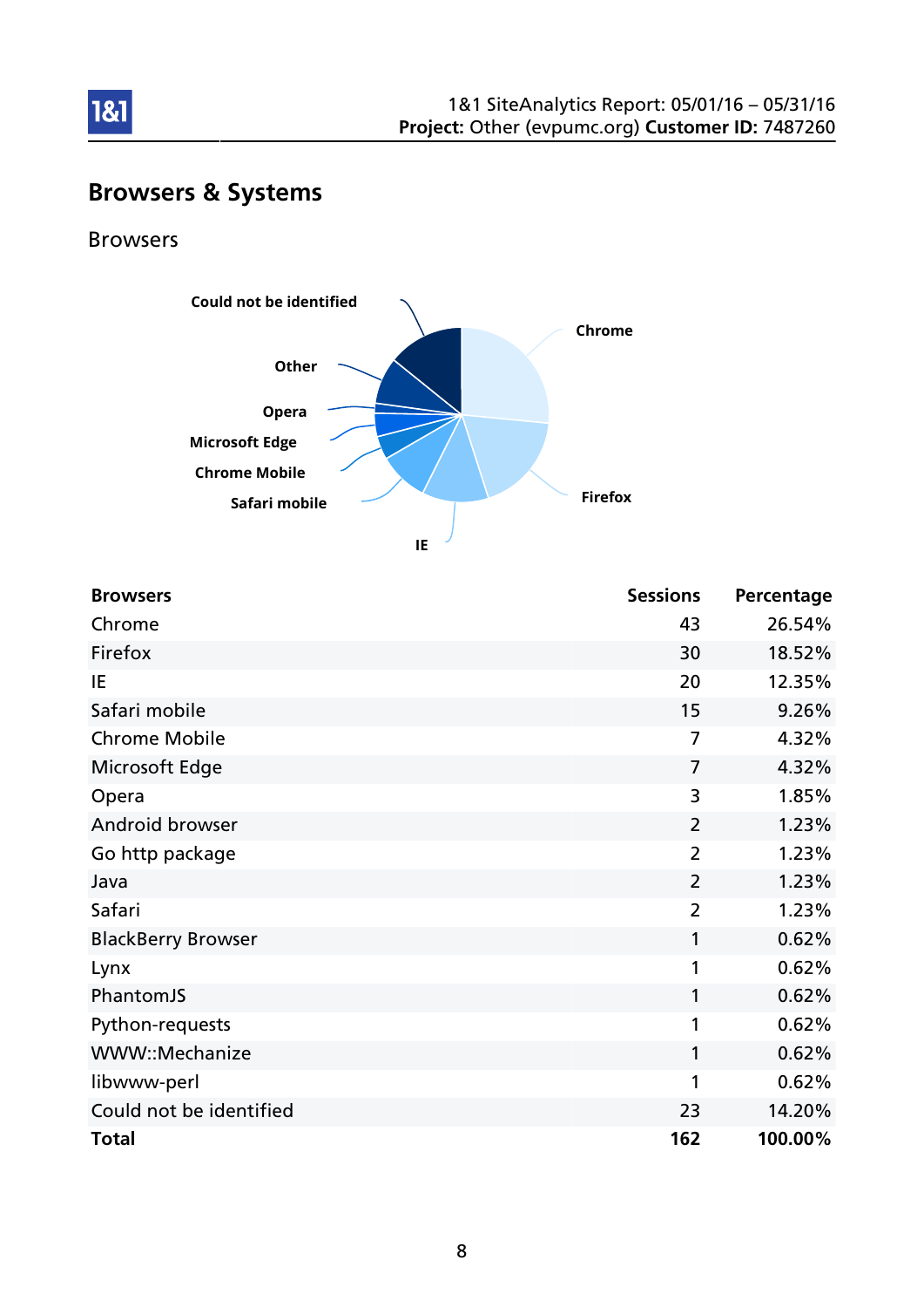# Browsers & Systems

## Browsers

| Browsers | Sessions | Percentage |
|---|---|---|
| Chrome | 43 | 26.54% |
| Firefox | 30 | 18.52% |
| IE | 20 | 12.35% |
| Safari mobile | 15 | 9.26% |
| Chrome Mobile | 7 | 4.32% |
| Microsoft Edge | 7 | 4.32% |
| Opera | 3 | 1.85% |
| Android browser | 2 | 1.23% |
| Go http package | 2 | 1.23% |
| Java | 2 | 1.23% |
| Safari | 2 | 1.23% |
| BlackBerry Browser | 1 | 0.62% |
| Lynx | 1 | 0.62% |
| PhantomJS | 1 | 0.62% |
| Python-requests | 1 | 0.62% |
| WWW::Mechanize | 1 | 0.62% |
| libwww-perl | 1 | 0.62% |
| Could not be identified | 23 | 14.20% |
| **Total** | **162** | **100.00%** |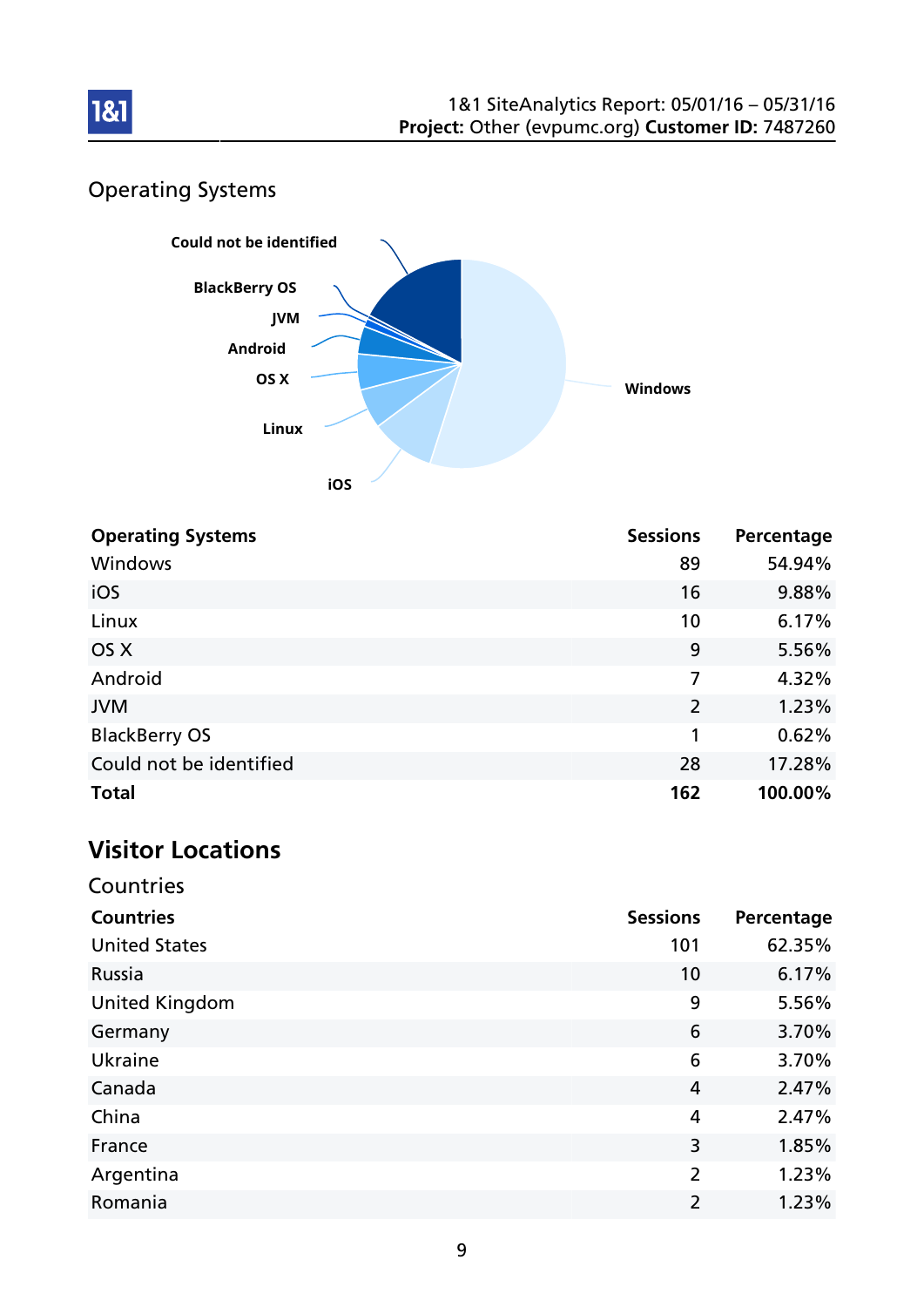## Operating Systems

| Operating Systems | Sessions | Percentage |
|---|---|---|
| Windows | 89 | 54.94% |
| iOS | 16 | 9.88% |
| Linux | 10 | 6.17% |
| OS X | 9 | 5.56% |
| Android | 7 | 4.32% |
| JVM | 2 | 1.23% |
| BlackBerry OS | 1 | 0.62% |
| Could not be identified | 28 | 17.28% |
| **Total** | **162** | **100.00%** |

# Visitor Locations

## Countries

| Countries | Sessions | Percentage |
|---|---|---|
| United States | 101 | 62.35% |
| Russia | 10 | 6.17% |
| United Kingdom | 9 | 5.56% |
| Germany | 6 | 3.70% |
| Ukraine | 6 | 3.70% |
| Canada | 4 | 2.47% |
| China | 4 | 2.47% |
| France | 3 | 1.85% |
| Argentina | 2 | 1.23% |
| Romania | 2 | 1.23% |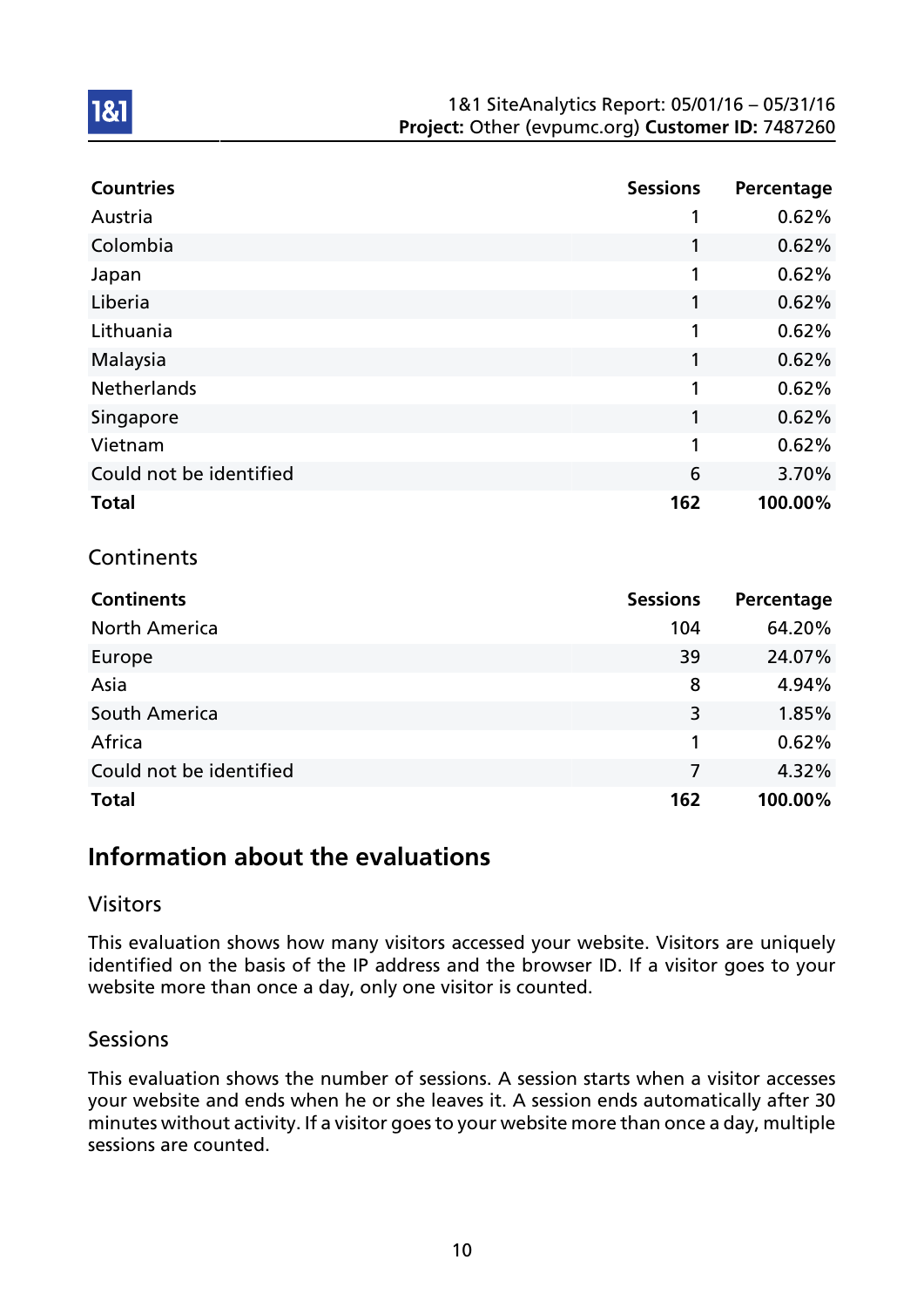| Countries | Sessions | Percentage |
| --- | --- | --- |
| Austria | 1 | 0.62% |
| Colombia | 1 | 0.62% |
| Japan | 1 | 0.62% |
| Liberia | 1 | 0.62% |
| Lithuania | 1 | 0.62% |
| Malaysia | 1 | 0.62% |
| Netherlands | 1 | 0.62% |
| Singapore | 1 | 0.62% |
| Vietnam | 1 | 0.62% |
| Could not be identified | 6 | 3.70% |
| **Total** | **162** | **100.00%** |

## Continents

| Continents | Sessions | Percentage |
| --- | --- | --- |
| North America | 104 | 64.20% |
| Europe | 39 | 24.07% |
| Asia | 8 | 4.94% |
| South America | 3 | 1.85% |
| Africa | 1 | 0.62% |
| Could not be identified | 7 | 4.32% |
| **Total** | **162** | **100.00%** |

# Information about the evaluations

## Visitors

This evaluation shows how many visitors accessed your website. Visitors are uniquely identified on the basis of the IP address and the browser ID. If a visitor goes to your website more than once a day, only one visitor is counted.

## Sessions

This evaluation shows the number of sessions. A session starts when a visitor accesses your website and ends when he or she leaves it. A session ends automatically after 30 minutes without activity. If a visitor goes to your website more than once a day, multiple sessions are counted.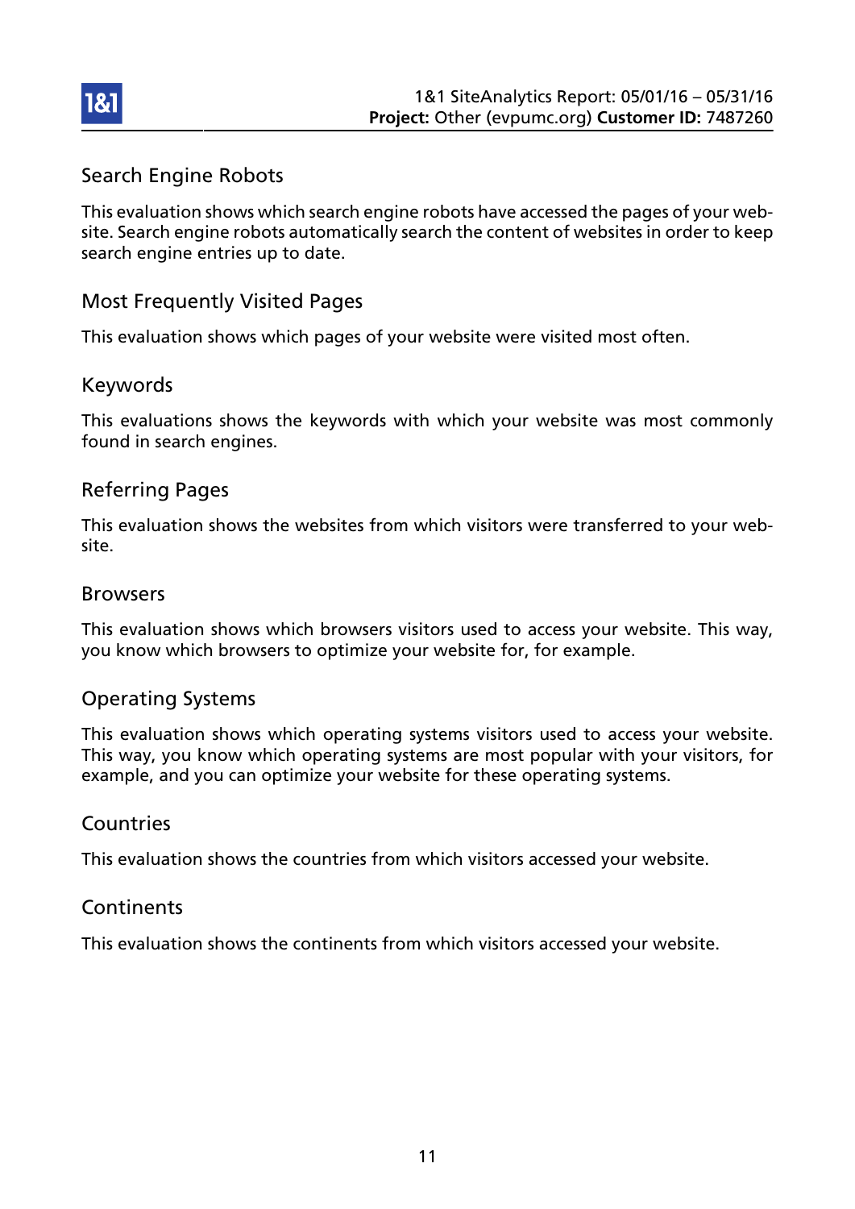## Search Engine Robots

This evaluation shows which search engine robots have accessed the pages of your website. Search engine robots automatically search the content of websites in order to keep search engine entries up to date.

## Most Frequently Visited Pages

This evaluation shows which pages of your website were visited most often.

## Keywords

This evaluations shows the keywords with which your website was most commonly found in search engines.

## Referring Pages

This evaluation shows the websites from which visitors were transferred to your website.

## Browsers

This evaluation shows which browsers visitors used to access your website. This way, you know which browsers to optimize your website for, for example.

## Operating Systems

This evaluation shows which operating systems visitors used to access your website. This way, you know which operating systems are most popular with your visitors, for example, and you can optimize your website for these operating systems.

## Countries

This evaluation shows the countries from which visitors accessed your website.

## Continents

This evaluation shows the continents from which visitors accessed your website.